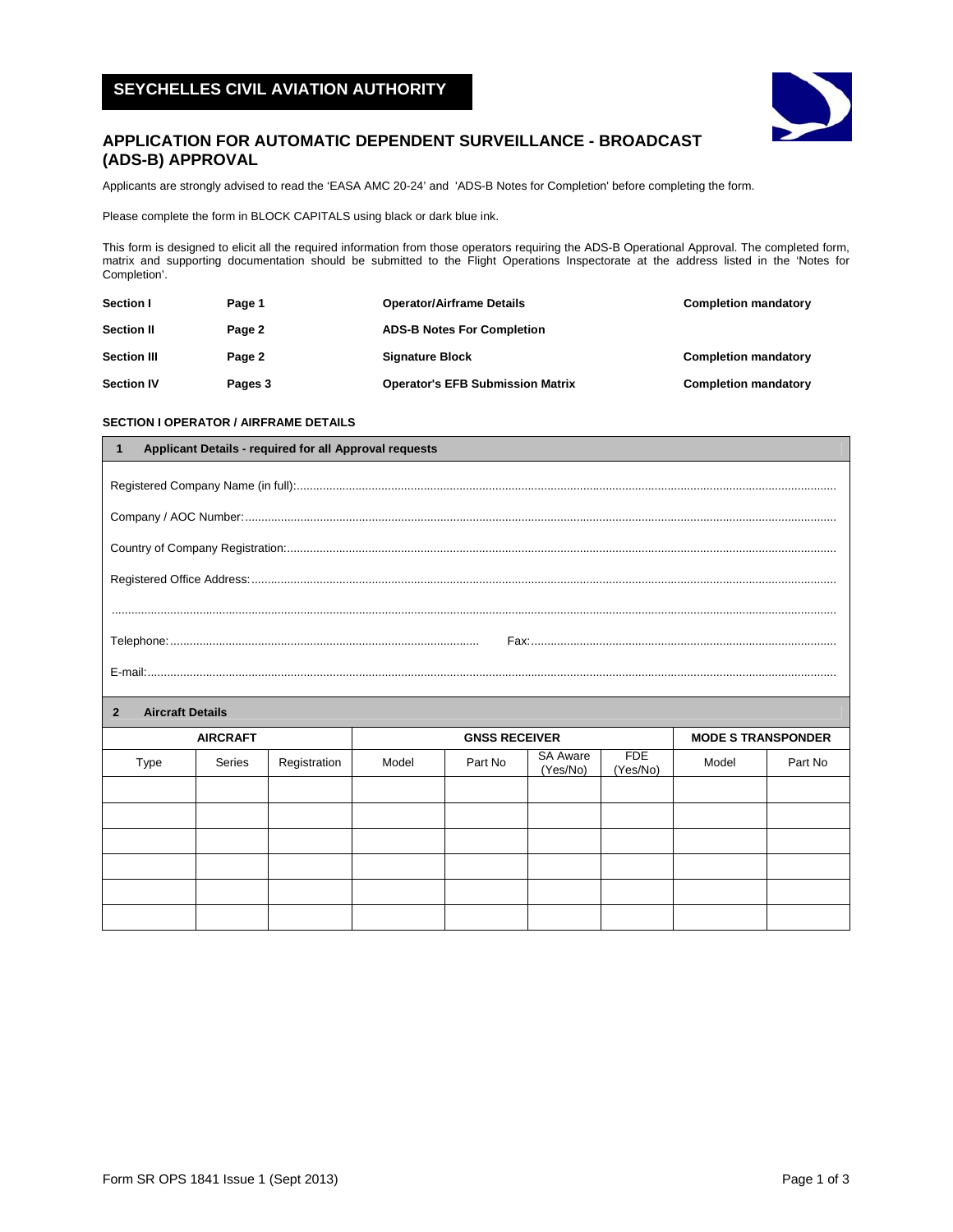# SEYCHELLES CIVIL AVIATION AUTHORITY

## APPLICATION FOR AUTOMATIC DEPENDENT SURVEILLANCE - BROADCAST (ADS-B) APPROVAL

Applicants are strongly advised to read the 'EASA AMC 20-24' and 'ADS-B Notes for Completion' before completing the form.

Please complete the form in BLOCK CAPITALS using black or dark blue ink.

This form is designed to elicit all the required information from those operators requiring the ADS-B Operational Approval. The completed form, matrix and supporting documentation should be submitted to the Flight Operations Inspectorate at the address listed in the 'Notes for Completion'.

| | | | |
|---|---|---|---|
| **Section I** | **Page 1** | **Operator/Airframe Details** | **Completion mandatory** |
| **Section II** | **Page 2** | **ADS-B Notes For Completion** | |
| **Section III** | **Page 2** | **Signature Block** | **Completion mandatory** |
| **Section IV** | **Pages 3** | **Operator's EFB Submission Matrix** | **Completion mandatory** |

### SECTION I OPERATOR / AIRFRAME DETAILS

**1 Applicant Details - required for all Approval requests**

Registered Company Name (in full):..........................................

Company / AOC Number:..........................................

Country of Company Registration:..........................................

Registered Office Address:..........................................

..........................................

Telephone:.......................................... Fax:..........................................

E-mail:..........................................

**2 Aircraft Details**

| **AIRCRAFT** | | | **GNSS RECEIVER** | | | | **MODE S TRANSPONDER** | |
|---|---|---|---|---|---|---|---|---|
| Type | Series | Registration | Model | Part No | SA Aware (Yes/No) | FDE (Yes/No) | Model | Part No |
| | | | | | | | | |
| | | | | | | | | |
| | | | | | | | | |
| | | | | | | | | |
| | | | | | | | | |
| | | | | | | | | |

Form SR OPS 1841 Issue 1 (Sept 2013)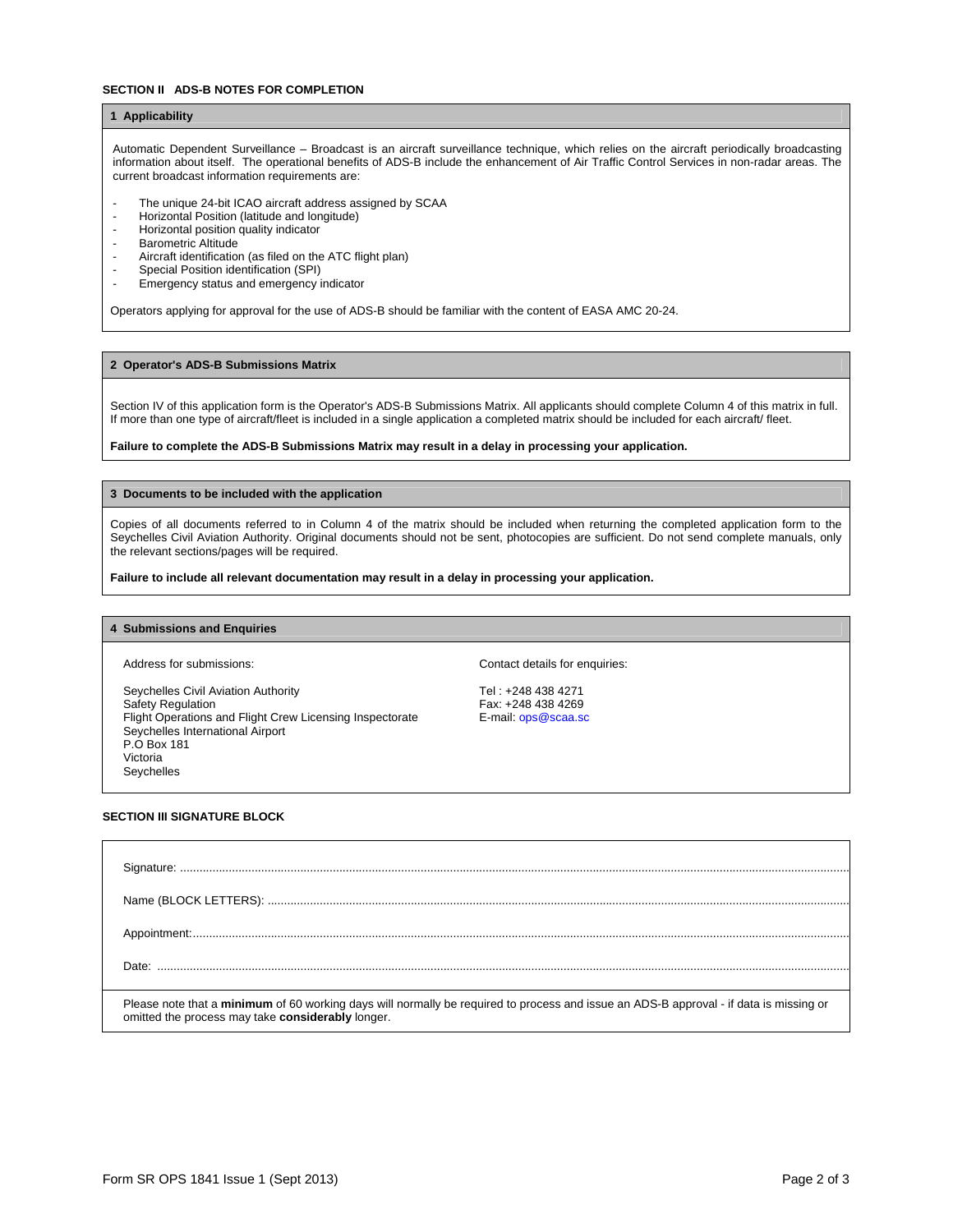## SECTION II ADS-B NOTES FOR COMPLETION

### 1 Applicability

Automatic Dependent Surveillance – Broadcast is an aircraft surveillance technique, which relies on the aircraft periodically broadcasting information about itself. The operational benefits of ADS-B include the enhancement of Air Traffic Control Services in non-radar areas. The current broadcast information requirements are:

- The unique 24-bit ICAO aircraft address assigned by SCAA
- Horizontal Position (latitude and longitude)
- Horizontal position quality indicator
- Barometric Altitude
- Aircraft identification (as filed on the ATC flight plan)
- Special Position identification (SPI)
- Emergency status and emergency indicator

Operators applying for approval for the use of ADS-B should be familiar with the content of EASA AMC 20-24.

### 2 Operator's ADS-B Submissions Matrix

Section IV of this application form is the Operator's ADS-B Submissions Matrix. All applicants should complete Column 4 of this matrix in full. If more than one type of aircraft/fleet is included in a single application a completed matrix should be included for each aircraft/ fleet.

**Failure to complete the ADS-B Submissions Matrix may result in a delay in processing your application.**

### 3 Documents to be included with the application

Copies of all documents referred to in Column 4 of the matrix should be included when returning the completed application form to the Seychelles Civil Aviation Authority. Original documents should not be sent, photocopies are sufficient. Do not send complete manuals, only the relevant sections/pages will be required.

**Failure to include all relevant documentation may result in a delay in processing your application.**

### 4 Submissions and Enquiries

Address for submissions:

Seychelles Civil Aviation Authority
Safety Regulation
Flight Operations and Flight Crew Licensing Inspectorate
Seychelles International Airport
P.O Box 181
Victoria
Seychelles

Contact details for enquiries:

Tel : +248 438 4271
Fax: +248 438 4269
E-mail: ops@scaa.sc

## SECTION III SIGNATURE BLOCK

Signature: ..........................................................................................................

Name (BLOCK LETTERS): ..................................................................................

Appointment:.......................................................................................................

Date: ..................................................................................................................

Please note that a **minimum** of 60 working days will normally be required to process and issue an ADS-B approval - if data is missing or omitted the process may take **considerably** longer.

Form SR OPS 1841 Issue 1 (Sept 2013)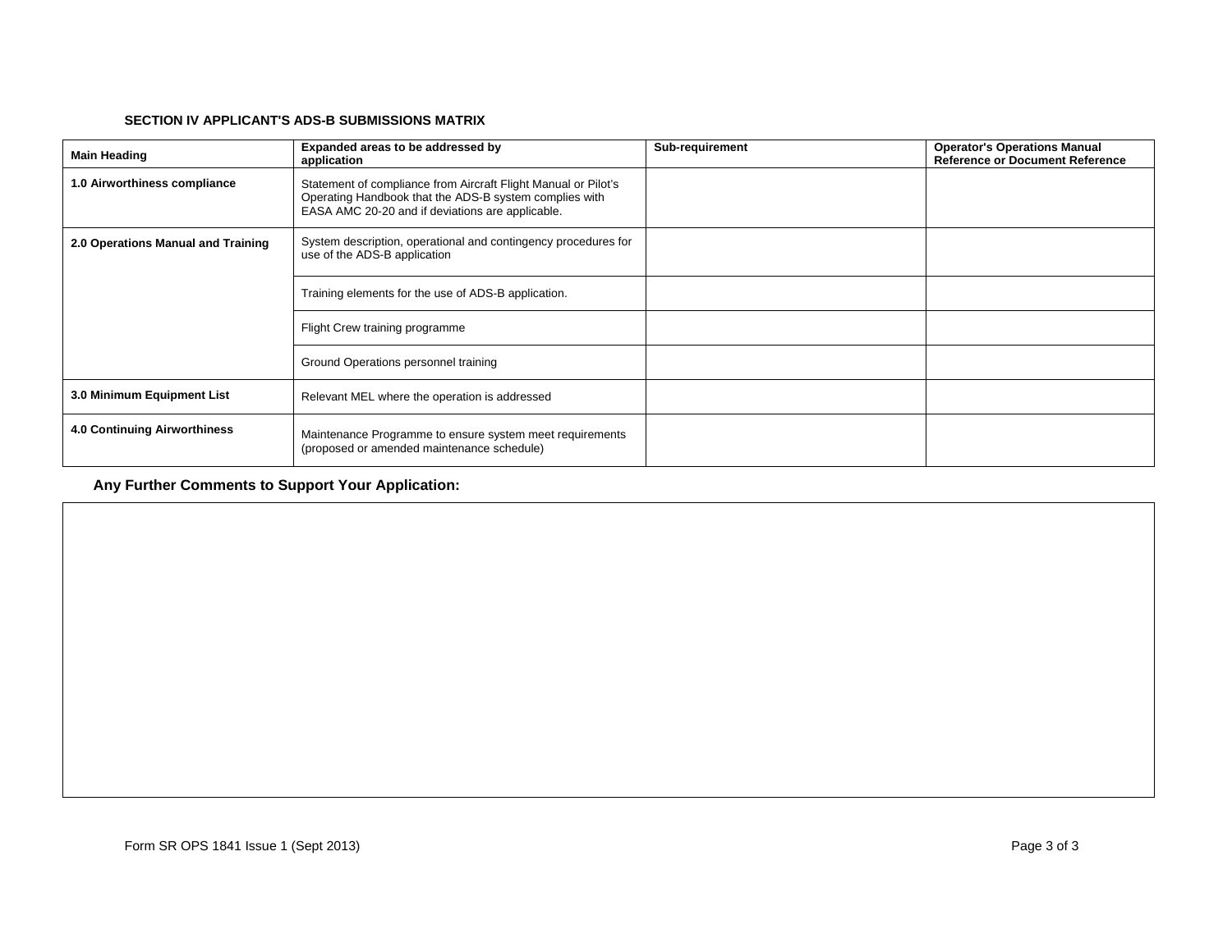### SECTION IV APPLICANT'S ADS-B SUBMISSIONS MATRIX

| Main Heading | Expanded areas to be addressed by application | Sub-requirement | Operator's Operations Manual Reference or Document Reference |
|---|---|---|---|
| **1.0 Airworthiness compliance** | Statement of compliance from Aircraft Flight Manual or Pilot's Operating Handbook that the ADS-B system complies with EASA AMC 20-20 and if deviations are applicable. | | |
| **2.0 Operations Manual and Training** | System description, operational and contingency procedures for use of the ADS-B application | | |
| | Training elements for the use of ADS-B application. | | |
| | Flight Crew training programme | | |
| | Ground Operations personnel training | | |
| **3.0 Minimum Equipment List** | Relevant MEL where the operation is addressed | | |
| **4.0 Continuing Airworthiness** | Maintenance Programme to ensure system meet requirements (proposed or amended maintenance schedule) | | |

**Any Further Comments to Support Your Application:**

Form SR OPS 1841 Issue 1 (Sept 2013)